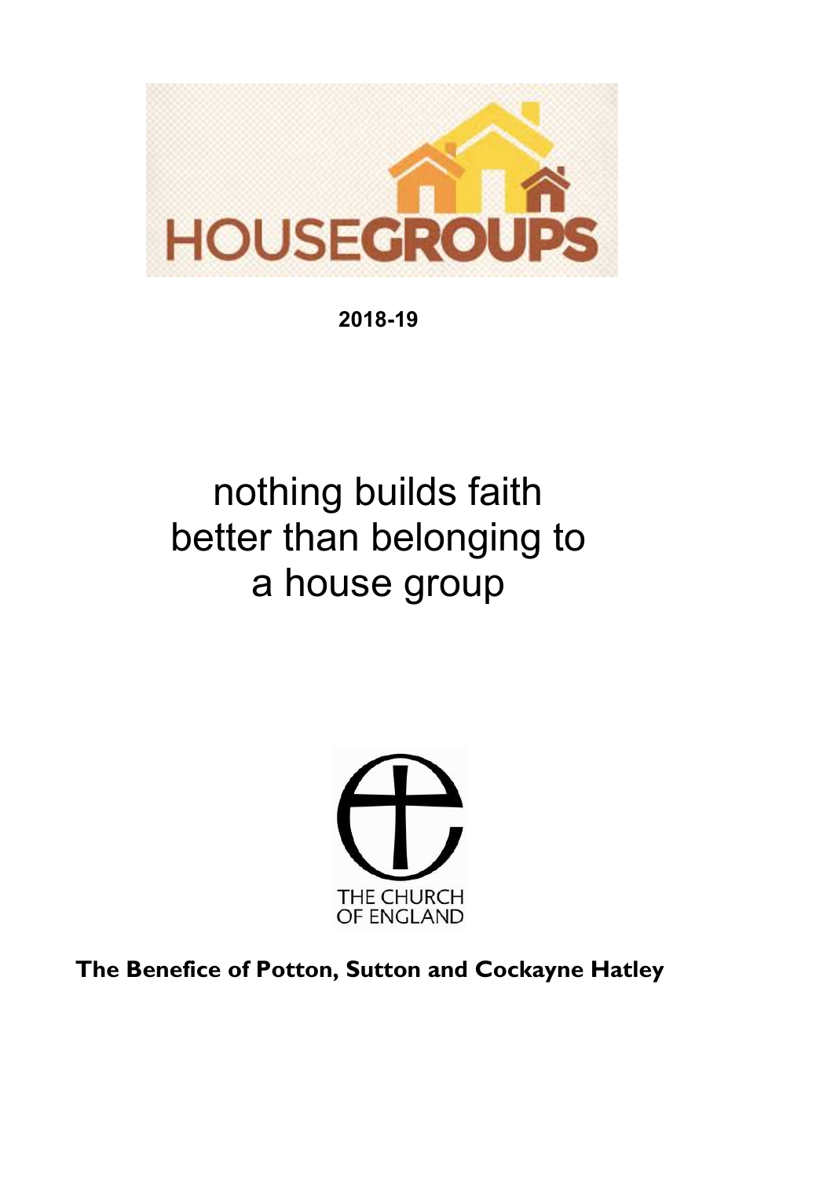# HOUSEGROUPS

**2018-19**

nothing builds faith
better than belonging to
a house group

THE CHURCH
OF ENGLAND

**The Benefice of Potton, Sutton and Cockayne Hatley**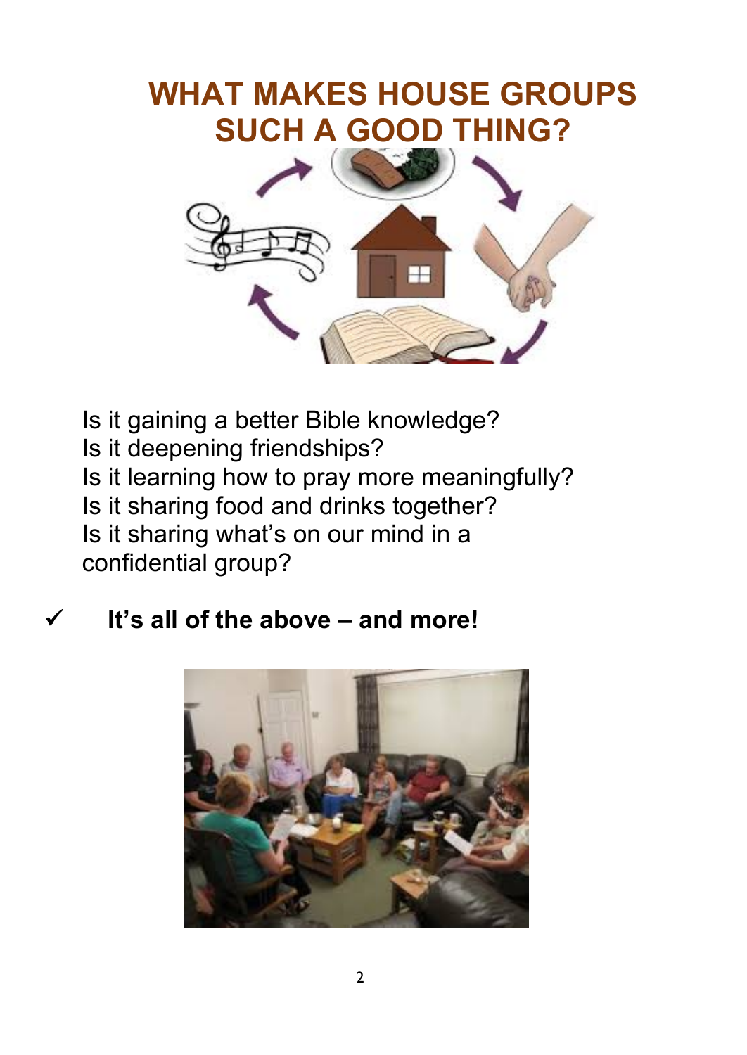# WHAT MAKES HOUSE GROUPS SUCH A GOOD THING?

Is it gaining a better Bible knowledge?
Is it deepening friendships?
Is it learning how to pray more meaningfully?
Is it sharing food and drinks together?
Is it sharing what's on our mind in a confidential group?

✓ **It's all of the above – and more!**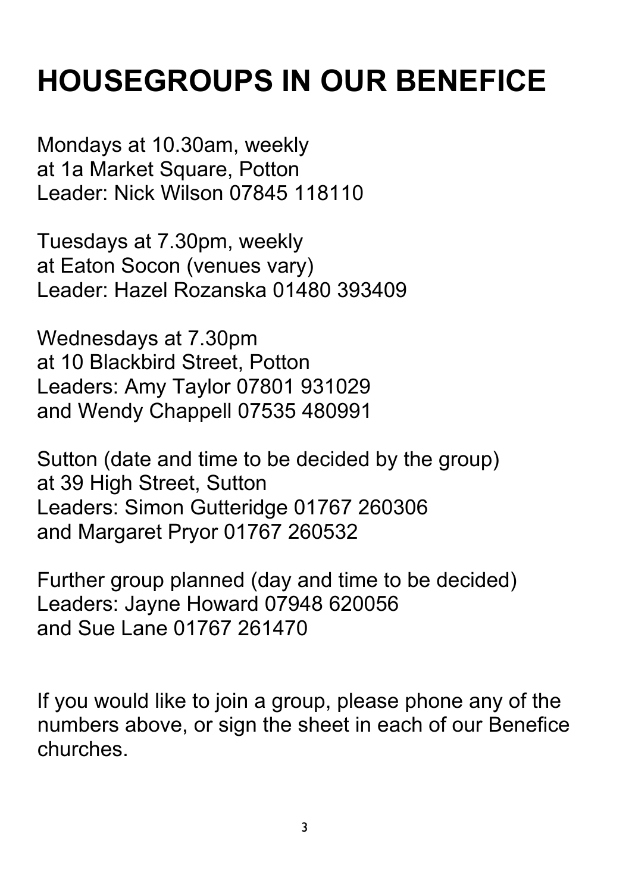# HOUSEGROUPS IN OUR BENEFICE

Mondays at 10.30am, weekly
at 1a Market Square, Potton
Leader: Nick Wilson 07845 118110

Tuesdays at 7.30pm, weekly
at Eaton Socon (venues vary)
Leader: Hazel Rozanska 01480 393409

Wednesdays at 7.30pm
at 10 Blackbird Street, Potton
Leaders: Amy Taylor 07801 931029
and Wendy Chappell 07535 480991

Sutton (date and time to be decided by the group)
at 39 High Street, Sutton
Leaders: Simon Gutteridge 01767 260306
and Margaret Pryor 01767 260532

Further group planned (day and time to be decided)
Leaders: Jayne Howard 07948 620056
and Sue Lane 01767 261470

If you would like to join a group, please phone any of the numbers above, or sign the sheet in each of our Benefice churches.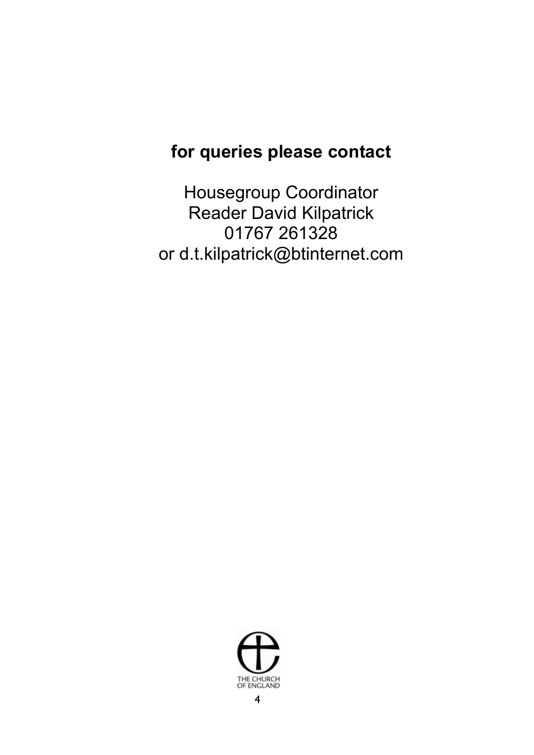**for queries please contact**

Housegroup Coordinator
Reader David Kilpatrick
01767 261328
or d.t.kilpatrick@btinternet.com

THE CHURCH
OF ENGLAND